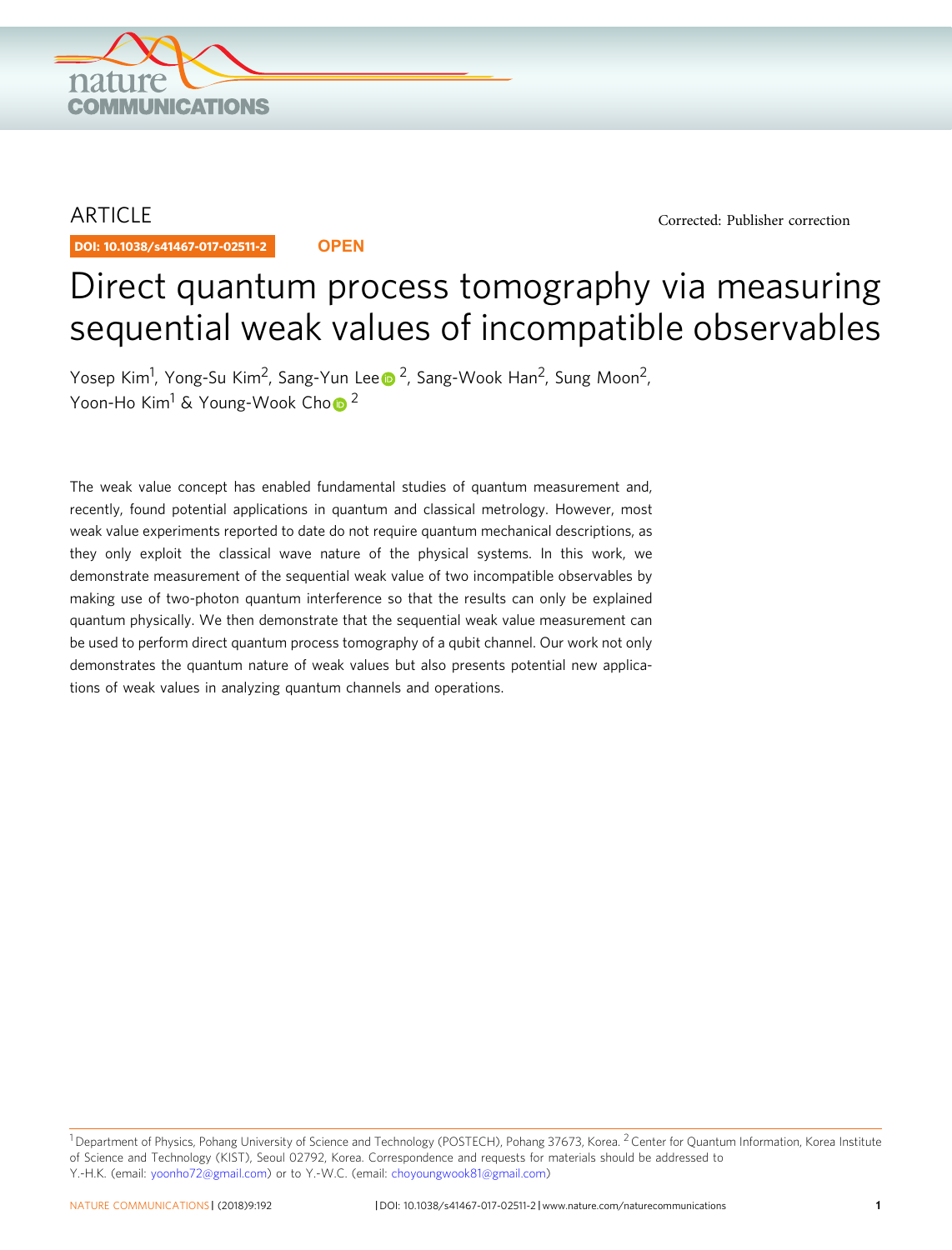ARTICLE

DOI: 10.1038/s41467-017-02511-2 **OPEN**

Corrected: Publisher correction

# Direct quantum process tomography via measuring sequential weak values of incompatible observables

Yosep Kim[1], Yong-Su Kim[2], Sang-Yun Lee[2], Sang-Wook Han[2], Sung Moon[2], Yoon-Ho Kim[1] & Young-Wook Cho[2]

The weak value concept has enabled fundamental studies of quantum measurement and, recently, found potential applications in quantum and classical metrology. However, most weak value experiments reported to date do not require quantum mechanical descriptions, as they only exploit the classical wave nature of the physical systems. In this work, we demonstrate measurement of the sequential weak value of two incompatible observables by making use of two-photon quantum interference so that the results can only be explained quantum physically. We then demonstrate that the sequential weak value measurement can be used to perform direct quantum process tomography of a qubit channel. Our work not only demonstrates the quantum nature of weak values but also presents potential new applications of weak values in analyzing quantum channels and operations.

[1] Department of Physics, Pohang University of Science and Technology (POSTECH), Pohang 37673, Korea. [2] Center for Quantum Information, Korea Institute of Science and Technology (KIST), Seoul 02792, Korea. Correspondence and requests for materials should be addressed to Y.-H.K. (email: yoonho72@gmail.com) or to Y.-W.C. (email: choyoungwook81@gmail.com)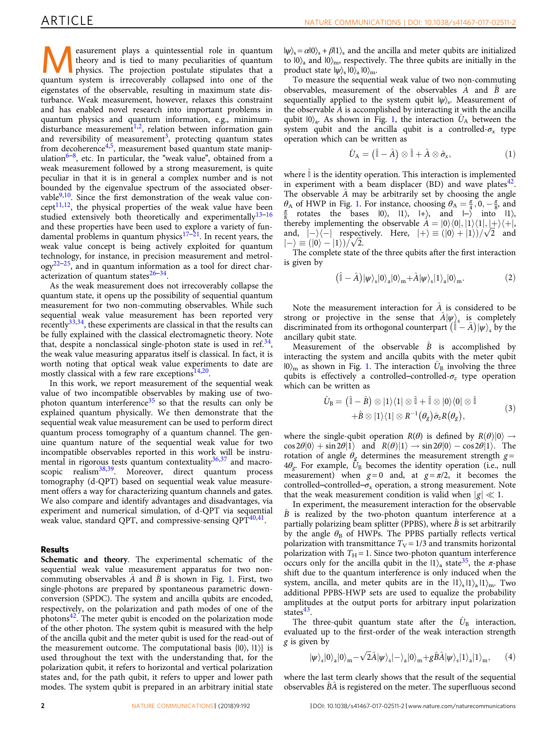Measurement plays a quintessential role in quantum theory and is tied to many peculiarities of quantum physics. The projection postulate stipulates that a quantum system is irrecoverably collapsed into one of the eigenstates of the observable, resulting in maximum state disturbance. Weak measurement, however, relaxes this constraint and has enabled novel research into important problems in quantum physics and quantum information, e.g., minimum-disturbance measurement[1,2], relation between information gain and reversibility of measurement[3], protecting quantum states from decoherence[4,5], measurement based quantum state manipulation[6–8], etc. In particular, the "weak value", obtained from a weak measurement followed by a strong measurement, is quite peculiar in that it is in general a complex number and is not bounded by the eigenvalue spectrum of the associated observable[9,10]. Since the first demonstration of the weak value concept[11,12], the physical properties of the weak value have been studied extensively both theoretically and experimentally[13–16] and these properties have been used to explore a variety of fundamental problems in quantum physics[17–21]. In recent years, the weak value concept is being actively exploited for quantum technology, for instance, in precision measurement and metrology[22–25], and in quantum information as a tool for direct characterization of quantum states[26–34].

As the weak measurement does not irrecoverably collapse the quantum state, it opens up the possibility of sequential quantum measurement for two non-commuting observables. While such sequential weak value measurement has been reported very recently[33,34], these experiments are classical in that the results can be fully explained with the classical electromagnetic theory. Note that, despite a nonclassical single-photon state is used in ref.[34], the weak value measuring apparatus itself is classical. In fact, it is worth noting that optical weak value experiments to date are mostly classical with a few rare exceptions[14,20].

In this work, we report measurement of the sequential weak value of two incompatible observables by making use of two-photon quantum interference[35] so that the results can only be explained quantum physically. We then demonstrate that the sequential weak value measurement can be used to perform direct quantum process tomography of a quantum channel. The genuine quantum nature of the sequential weak value for two incompatible observables reported in this work will be instrumental in rigorous tests quantum contextuality[36,37] and macroscopic realism[38,39]. Moreover, direct quantum process tomography (d-QPT) based on sequential weak value measurement offers a way for characterizing quantum channels and gates. We also compare and identify advantages and disadvantages, via experiment and numerical simulation, of d-QPT via sequential weak value, standard QPT, and compressive-sensing QPT[40,41].

## Results

**Schematic and theory**. The experimental schematic of the sequential weak value measurement apparatus for two non-commuting observables $\hat{A}$ and $\hat{B}$ is shown in Fig. 1. First, two single-photons are prepared by spontaneous parametric down-conversion (SPDC). The system and ancilla qubits are encoded, respectively, on the polarization and path modes of one of the photons[42]. The meter qubit is encoded on the polarization mode of the other photon. The system qubit is measured with the help of the ancilla qubit and the meter qubit is used for the read-out of the measurement outcome. The computational basis $\{|0\rangle, |1\rangle\}$ is used throughout the text with the understanding that, for the polarization qubit, it refers to horizontal and vertical polarization states and, for the path qubit, it refers to upper and lower path modes. The system qubit is prepared in an arbitrary initial state $|\psi\rangle_s = \alpha|0\rangle_s + \beta|1\rangle_s$ and the ancilla and meter qubits are initialized to $|0\rangle_a$ and $|0\rangle_m$, respectively. The three qubits are initially in the product state $|\psi\rangle_s|0\rangle_a|0\rangle_m$.

To measure the sequential weak value of two non-commuting observables, measurement of the observables $\hat{A}$ and $\hat{B}$ are sequentially applied to the system qubit $|\psi\rangle_s$. Measurement of the observable $\hat{A}$ is accomplished by interacting it with the ancilla qubit $|0\rangle_a$. As shown in Fig. 1, the interaction $\hat{U}_A$ between the system qubit and the ancilla qubit is a controlled-$\sigma_x$ type operation which can be written as

$$\hat{U}_A = \left(\hat{\mathbb{I}} - \hat{A}\right) \otimes \hat{\mathbb{I}} + \hat{A} \otimes \hat{\sigma}_x, \tag{1}$$

where $\hat{\mathbb{I}}$ is the identity operation. This interaction is implemented in experiment with a beam displacer (BD) and wave plates[42]. The observable $\hat{A}$ may be arbitrarily set by choosing the angle $\theta_A$ of HWP in Fig. 1. For instance, choosing $\theta_A = \frac{\pi}{4}, 0, -\frac{\pi}{8}$, and $\frac{\pi}{8}$ rotates the bases $|0\rangle$, $|1\rangle$, $|+\rangle$, and $|-\rangle$ into $|1\rangle$, thereby implementing the observable $\hat{A} = |0\rangle\langle 0|, |1\rangle\langle 1|, |+\rangle\langle +|$, and, $|-\rangle\langle -|$ respectively. Here, $|+\rangle \equiv (|0\rangle + |1\rangle)/\sqrt{2}$ and $|-\rangle \equiv (|0\rangle - |1\rangle)/\sqrt{2}$.

The complete state of the three qubits after the first interaction is given by

$$\left(\hat{\mathbb{I}} - \hat{A}\right)|\psi\rangle_s|0\rangle_a|0\rangle_m + \hat{A}|\psi\rangle_s|1\rangle_a|0\rangle_m. \tag{2}$$

Note the measurement interaction for $\hat{A}$ is considered to be strong or projective in the sense that $\hat{A}|\psi\rangle_s$ is completely discriminated from its orthogonal counterpart $\left(\hat{\mathbb{I}} - \hat{A}\right)|\psi\rangle_s$ by the ancillary qubit state.

Measurement of the observable $\hat{B}$ is accomplished by interacting the system and ancilla qubits with the meter qubit $|0\rangle_m$ as shown in Fig. 1. The interaction $\hat{U}_B$ involving the three qubits is effectively a controlled–controlled-$\sigma_z$ type operation which can be written as

$$\begin{aligned}\hat{U}_B = \left(\hat{\mathbb{I}} - \hat{B}\right) \otimes |1\rangle\langle 1| \otimes \hat{\mathbb{I}} + \hat{\mathbb{I}} \otimes |0\rangle\langle 0| \otimes \hat{\mathbb{I}} \\ + \hat{B} \otimes |1\rangle\langle 1| \otimes R^{-1}(\theta_g)\hat{\sigma}_z R(\theta_g),\end{aligned} \tag{3}$$

where the single-qubit operation $R(\theta)$ is defined by $R(\theta)|0\rangle \rightarrow \cos 2\theta|0\rangle + \sin 2\theta|1\rangle$ and $R(\theta)|1\rangle \rightarrow \sin 2\theta|0\rangle - \cos 2\theta|1\rangle$. The rotation of angle $\theta_g$ determines the measurement strength $g = 4\theta_g$. For example, $\hat{U}_B$ becomes the identity operation (i.e., null measurement) when $g = 0$ and, at $g = \pi/2$, it becomes the controlled–controlled–$\sigma_x$ operation, a strong measurement. Note that the weak measurement condition is valid when $|g| \ll 1$.

In experiment, the measurement interaction for the observable $\hat{B}$ is realized by the two-photon quantum interference at a partially polarizing beam splitter (PPBS), where $\hat{B}$ is set arbitrarily by the angle $\theta_B$ of HWPs. The PPBS partially reflects vertical polarization with transmittance $T_V = 1/3$ and transmits horizontal polarization with $T_H = 1$. Since two-photon quantum interference occurs only for the ancilla qubit in the $|1\rangle_a$ state[35], the $\pi$-phase shift due to the quantum interference is only induced when the system, ancilla, and meter qubits are in the $|1\rangle_s|1\rangle_a|1\rangle_m$. Two additional PPBS-HWP sets are used to equalize the probability amplitudes at the output ports for arbitrary input polarization states[43].

The three-qubit quantum state after the $\hat{U}_B$ interaction, evaluated up to the first-order of the weak interaction strength $g$ is given by

$$|\psi\rangle_s|0\rangle_a|0\rangle_m - \sqrt{2}\hat{A}|\psi\rangle_s|-\rangle_a|0\rangle_m + g\hat{B}\hat{A}|\psi\rangle_s|1\rangle_a|1\rangle_m, \tag{4}$$

where the last term clearly shows that the result of the sequential observables $\hat{B}\hat{A}$ is registered on the meter. The superfluous second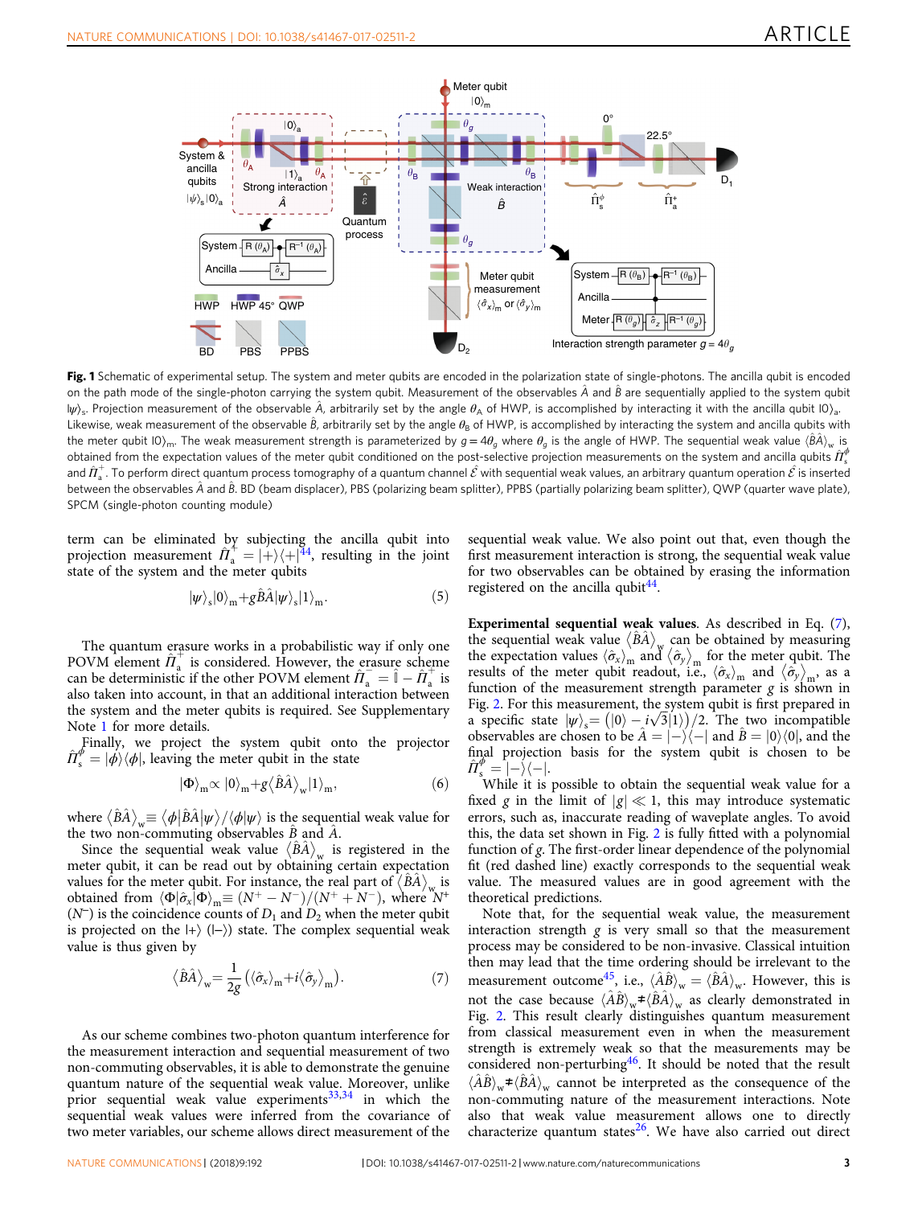**Fig. 1** Schematic of experimental setup. The system and meter qubits are encoded in the polarization state of single-photons. The ancilla qubit is encoded on the path mode of the single-photon carrying the system qubit. Measurement of the observables $\hat{A}$ and $\hat{B}$ are sequentially applied to the system qubit $|\psi\rangle_s$. Projection measurement of the observable $\hat{A}$, arbitrarily set by the angle $\theta_A$ of HWP, is accomplished by interacting it with the ancilla qubit $|0\rangle_a$. Likewise, weak measurement of the observable $\hat{B}$, arbitrarily set by the angle $\theta_B$ of HWP, is accomplished by interacting the system and ancilla qubits with the meter qubit $|0\rangle_m$. The weak measurement strength is parameterized by $g = 4\theta_g$ where $\theta_g$ is the angle of HWP. The sequential weak value $\langle\hat{B}\hat{A}\rangle_w$ is obtained from the expectation values of the meter qubit conditioned on the post-selective projection measurements on the system and ancilla qubits $\hat{\Pi}_s^{\phi}$ and $\hat{\Pi}_a^{+}$. To perform direct quantum process tomography of a quantum channel $\hat{\mathcal{E}}$ with sequential weak values, an arbitrary quantum operation $\hat{\mathcal{E}}$ is inserted between the observables $\hat{A}$ and $\hat{B}$. BD (beam displacer), PBS (polarizing beam splitter), PPBS (partially polarizing beam splitter), QWP (quarter wave plate), SPCM (single-photon counting module)

term can be eliminated by subjecting the ancilla qubit into projection measurement $\hat{\Pi}_a^{+} = |+\rangle\langle+|$[44], resulting in the joint state of the system and the meter qubits

$$|\psi\rangle_s|0\rangle_m + g\hat{B}\hat{A}|\psi\rangle_s|1\rangle_m. \tag{5}$$

The quantum erasure works in a probabilistic way if only one POVM element $\hat{\Pi}_a^{+}$ is considered. However, the erasure scheme can be deterministic if the other POVM element $\hat{\Pi}_a^{-} = \mathbb{I} - \hat{\Pi}_a^{+}$ is also taken into account, in that an additional interaction between the system and the meter qubits is required. See Supplementary Note 1 for more details.

Finally, we project the system qubit onto the projector $\hat{\Pi}_s^{\phi} = |\phi\rangle\langle\phi|$, leaving the meter qubit in the state

$$|\Phi\rangle_m \propto |0\rangle_m + g\langle\hat{B}\hat{A}\rangle_w|1\rangle_m, \tag{6}$$

where $\langle\hat{B}\hat{A}\rangle_w \equiv \langle\phi|\hat{B}\hat{A}|\psi\rangle/\langle\phi|\psi\rangle$ is the sequential weak value for the two non-commuting observables $\hat{B}$ and $\hat{A}$.

Since the sequential weak value $\langle\hat{B}\hat{A}\rangle_w$ is registered in the meter qubit, it can be read out by obtaining certain expectation values for the meter qubit. For instance, the real part of $\langle\hat{B}\hat{A}\rangle_w$ is obtained from $\langle\Phi|\hat{\sigma}_x|\Phi\rangle_m \equiv (N^+ - N^-)/(N^+ + N^-)$, where $N^+$ ($N^-$) is the coincidence counts of $D_1$ and $D_2$ when the meter qubit is projected on the $|+\rangle$ $(|-\rangle)$ state. The complex sequential weak value is thus given by

$$\langle\hat{B}\hat{A}\rangle_w = \frac{1}{2g}\left(\langle\hat{\sigma}_x\rangle_m + i\langle\hat{\sigma}_y\rangle_m\right). \tag{7}$$

As our scheme combines two-photon quantum interference for the measurement interaction and sequential measurement of two non-commuting observables, it is able to demonstrate the genuine quantum nature of the sequential weak value. Moreover, unlike prior sequential weak value experiments[33,34] in which the sequential weak values were inferred from the covariance of two meter variables, our scheme allows direct measurement of the sequential weak value. We also point out that, even though the first measurement interaction is strong, the sequential weak value for two observables can be obtained by erasing the information registered on the ancilla qubit[44].

**Experimental sequential weak values**. As described in Eq. (7), the sequential weak value $\langle\hat{B}\hat{A}\rangle_w$ can be obtained by measuring the expectation values $\langle\hat{\sigma}_x\rangle_m$ and $\langle\hat{\sigma}_y\rangle_m$ for the meter qubit. The results of the meter qubit readout, i.e., $\langle\hat{\sigma}_x\rangle_m$ and $\langle\hat{\sigma}_y\rangle_m$, as a function of the measurement strength parameter $g$ is shown in Fig. 2. For this measurement, the system qubit is first prepared in a specific state $|\psi\rangle_s = \left(|0\rangle - i\sqrt{3}|1\rangle\right)/2$. The two incompatible observables are chosen to be $\hat{A} = |-\rangle\langle-|$ and $\hat{B} = |0\rangle\langle0|$, and the final projection basis for the system qubit is chosen to be $\hat{\Pi}_s^{\phi} = |-\rangle\langle-|$.

While it is possible to obtain the sequential weak value for a fixed $g$ in the limit of $|g| \ll 1$, this may introduce systematic errors, such as, inaccurate reading of waveplate angles. To avoid this, the data set shown in Fig. 2 is fully fitted with a polynomial function of $g$. The first-order linear dependence of the polynomial fit (red dashed line) exactly corresponds to the sequential weak value. The measured values are in good agreement with the theoretical predictions.

Note that, for the sequential weak value, the measurement interaction strength $g$ is very small so that the measurement process may be considered to be non-invasive. Classical intuition then may lead that the time ordering should be irrelevant to the measurement outcome[45], i.e., $\langle\hat{A}\hat{B}\rangle_w = \langle\hat{B}\hat{A}\rangle_w$. However, this is not the case because $\langle\hat{A}\hat{B}\rangle_w \neq \langle\hat{B}\hat{A}\rangle_w$ as clearly demonstrated in Fig. 2. This result clearly distinguishes quantum measurement from classical measurement even in when the measurement strength is extremely weak so that the measurements may be considered non-perturbing[46]. It should be noted that the result $\langle\hat{A}\hat{B}\rangle_w \neq \langle\hat{B}\hat{A}\rangle_w$ cannot be interpreted as the consequence of the non-commuting nature of the measurement interactions. Note also that weak value measurement allows one to directly characterize quantum states[26]. We have also carried out direct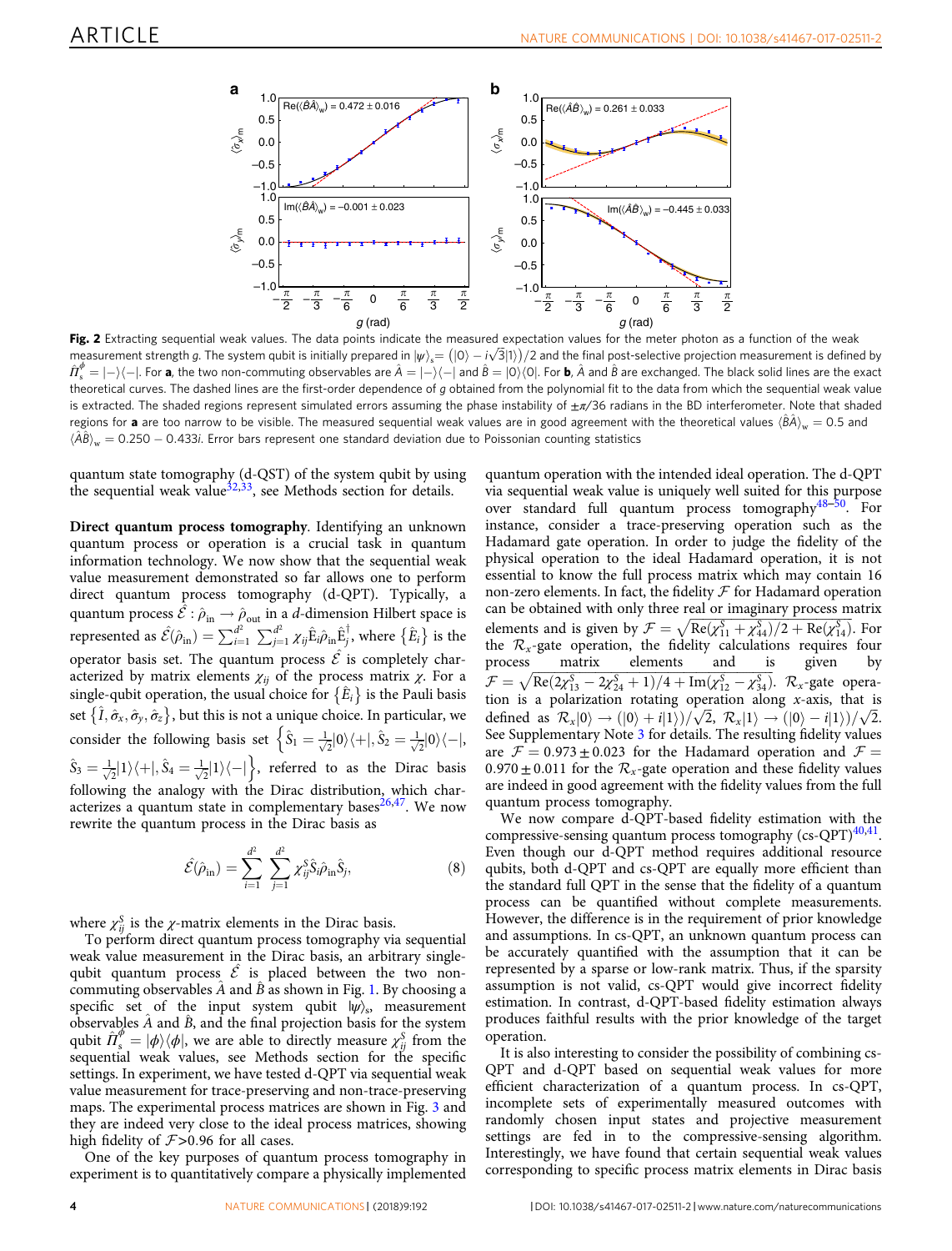**Fig. 2** Extracting sequential weak values. The data points indicate the measured expectation values for the meter photon as a function of the weak measurement strength $g$. The system qubit is initially prepared in $|\psi\rangle_s = \left(|0\rangle - i\sqrt{3}|1\rangle\right)/2$ and the final post-selective projection measurement is defined by $\hat{\Pi}_s^{\phi} = |-\rangle\langle -|$. For **a**, the two non-commuting observables are $\hat{A} = |-\rangle\langle -|$ and $\hat{B} = |0\rangle\langle 0|$. For **b**, $\hat{A}$ and $\hat{B}$ are exchanged. The black solid lines are the exact theoretical curves. The dashed lines are the first-order dependence of $g$ obtained from the polynomial fit to the data from which the sequential weak value is extracted. The shaded regions represent simulated errors assuming the phase instability of $\pm\pi/36$ radians in the BD interferometer. Note that shaded regions for **a** are too narrow to be visible. The measured sequential weak values are in good agreement with the theoretical values $\langle \hat{B}\hat{A}\rangle_w = 0.5$ and $\langle \hat{A}\hat{B}\rangle_w = 0.250 - 0.433i$. Error bars represent one standard deviation due to Poissonian counting statistics

quantum state tomography (d-QST) of the system qubit by using the sequential weak value[32,33], see Methods section for details.

**Direct quantum process tomography**. Identifying an unknown quantum process or operation is a crucial task in quantum information technology. We now show that the sequential weak value measurement demonstrated so far allows one to perform direct quantum process tomography (d-QPT). Typically, a quantum process $\hat{\mathcal{E}}: \hat{\rho}_{\text{in}} \to \hat{\rho}_{\text{out}}$ in a $d$-dimension Hilbert space is represented as $\hat{\mathcal{E}}(\hat{\rho}_{\text{in}}) = \sum_{i=1}^{d^2}\sum_{j=1}^{d^2} \chi_{ij}\hat{\text{E}}_i\hat{\rho}_{\text{in}}\hat{\text{E}}_j^{\dagger}$, where $\{\hat{E}_i\}$ is the operator basis set. The quantum process $\hat{\mathcal{E}}$ is completely characterized by matrix elements $\chi_{ij}$ of the process matrix $\chi$. For a single-qubit operation, the usual choice for $\{\hat{E}_i\}$ is the Pauli basis set $\{\hat{I}, \hat{\sigma}_x, \hat{\sigma}_y, \hat{\sigma}_z\}$, but this is not a unique choice. In particular, we consider the following basis set $\left\{\hat{S}_1 = \frac{1}{\sqrt{2}}|0\rangle\langle +|, \hat{S}_2 = \frac{1}{\sqrt{2}}|0\rangle\langle -|, \hat{S}_3 = \frac{1}{\sqrt{2}}|1\rangle\langle +|, \hat{S}_4 = \frac{1}{\sqrt{2}}|1\rangle\langle -|\right\}$, referred to as the Dirac basis following the analogy with the Dirac distribution, which characterizes a quantum state in complementary bases[26,47]. We now rewrite the quantum process in the Dirac basis as

$$\hat{\mathcal{E}}(\hat{\rho}_{\text{in}}) = \sum_{i=1}^{d^2}\sum_{j=1}^{d^2} \chi_{ij}^{S}\hat{\text{S}}_i\hat{\rho}_{\text{in}}\hat{\text{S}}_j^{\dagger}, \tag{8}$$

where $\chi_{ij}^{S}$ is the $\chi$-matrix elements in the Dirac basis.

To perform direct quantum process tomography via sequential weak value measurement in the Dirac basis, an arbitrary single-qubit quantum process $\hat{\mathcal{E}}$ is placed between the two non-commuting observables $\hat{A}$ and $\hat{B}$ as shown in Fig. 1. By choosing a specific set of the input system qubit $|\psi\rangle_s$, measurement observables $\hat{A}$ and $\hat{B}$, and the final projection basis for the system qubit $\hat{\Pi}_s^{\phi} = |\phi\rangle\langle\phi|$, we are able to directly measure $\chi_{ij}^{S}$ from the sequential weak values, see Methods section for the specific settings. In experiment, we have tested d-QPT via sequential weak value measurement for trace-preserving and non-trace-preserving maps. The experimental process matrices are shown in Fig. 3 and they are indeed very close to the ideal process matrices, showing high fidelity of $\mathcal{F}>0.96$ for all cases.

One of the key purposes of quantum process tomography in experiment is to quantitatively compare a physically implemented quantum operation with the intended ideal operation. The d-QPT via sequential weak value is uniquely well suited for this purpose over standard full quantum process tomography[48–50]. For instance, consider a trace-preserving operation such as the Hadamard gate operation. In order to judge the fidelity of the physical operation to the ideal Hadamard operation, it is not essential to know the full process matrix which may contain 16 non-zero elements. In fact, the fidelity $\mathcal{F}$ for Hadamard operation can be obtained with only three real or imaginary process matrix elements and is given by $\mathcal{F} = \sqrt{\text{Re}(\chi_{11}^{S} + \chi_{44}^{S})/2 + \text{Re}(\chi_{14}^{S})}$. For the $\mathcal{R}_x$-gate operation, the fidelity calculations requires four process matrix elements and is given by $\mathcal{F} = \sqrt{\text{Re}(2\chi_{13}^{S} - 2\chi_{24}^{S} + 1)/4 + \text{Im}(\chi_{12}^{S} - \chi_{34}^{S})}$. $\mathcal{R}_x$-gate operation is a polarization rotating operation along $x$-axis, that is defined as $\mathcal{R}_x|0\rangle \to (|0\rangle + i|1\rangle)/\sqrt{2}$, $\mathcal{R}_x|1\rangle \to (|0\rangle - i|1\rangle)/\sqrt{2}$. See Supplementary Note 3 for details. The resulting fidelity values are $\mathcal{F} = 0.973 \pm 0.023$ for the Hadamard operation and $\mathcal{F} = 0.970 \pm 0.011$ for the $\mathcal{R}_x$-gate operation and these fidelity values are indeed in good agreement with the fidelity values from the full quantum process tomography.

We now compare d-QPT-based fidelity estimation with the compressive-sensing quantum process tomography (cs-QPT)[40,41]. Even though our d-QPT method requires additional resource qubits, both d-QPT and cs-QPT are equally more efficient than the standard full QPT in the sense that the fidelity of a quantum process can be quantified without complete measurements. However, the difference is in the requirement of prior knowledge and assumptions. In cs-QPT, an unknown quantum process can be accurately quantified with the assumption that it can be represented by a sparse or low-rank matrix. Thus, if the sparsity assumption is not valid, cs-QPT would give incorrect fidelity estimation. In contrast, d-QPT-based fidelity estimation always produces faithful results with the prior knowledge of the target operation.

It is also interesting to consider the possibility of combining cs-QPT and d-QPT based on sequential weak values for more efficient characterization of a quantum process. In cs-QPT, incomplete sets of experimentally measured outcomes with randomly chosen input states and projective measurement settings are fed in to the compressive-sensing algorithm. Interestingly, we have found that certain sequential weak values corresponding to specific process matrix elements in Dirac basis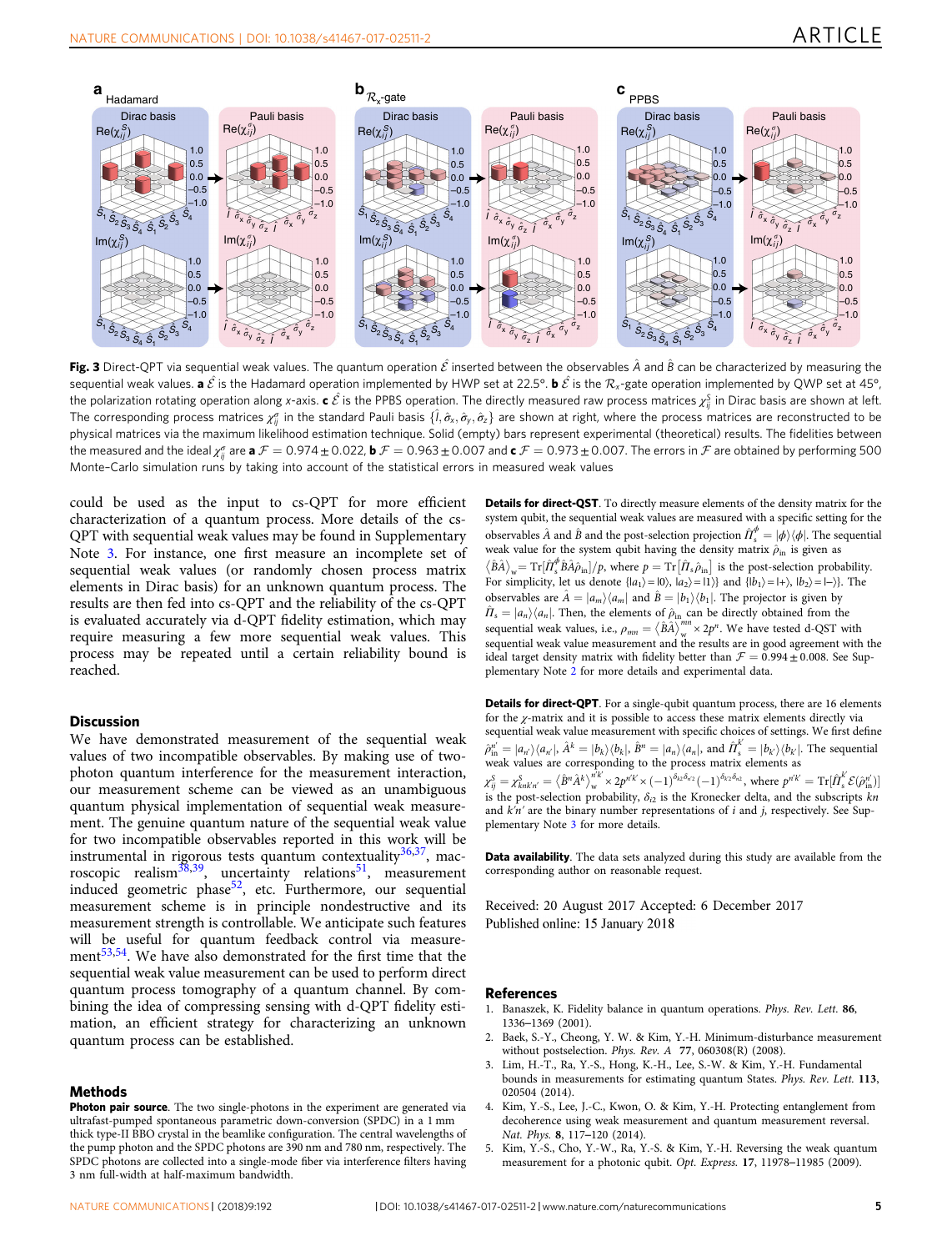**Fig. 3** Direct-QPT via sequential weak values. The quantum operation $\hat{\mathcal{E}}$ inserted between the observables $\hat{A}$ and $\hat{B}$ can be characterized by measuring the sequential weak values. **a** $\hat{\mathcal{E}}$ is the Hadamard operation implemented by HWP set at 22.5°. **b** $\hat{\mathcal{E}}$ is the $\mathcal{R}_x$-gate operation implemented by QWP set at 45°, the polarization rotating operation along $x$-axis. **c** $\hat{\mathcal{E}}$ is the PPBS operation. The directly measured raw process matrices $\chi_{ij}^{S}$ in Dirac basis are shown at left. The corresponding process matrices $\chi_{ij}^{\sigma}$ in the standard Pauli basis $\{\hat{I}, \hat{\sigma}_x, \hat{\sigma}_y, \hat{\sigma}_z\}$ are shown at right, where the process matrices are reconstructed to be physical matrices via the maximum likelihood estimation technique. Solid (empty) bars represent experimental (theoretical) results. The fidelities between the measured and the ideal $\chi_{ij}^{\sigma}$ are **a** $\mathcal{F} = 0.974 \pm 0.022$, **b** $\mathcal{F} = 0.963 \pm 0.007$ and **c** $\mathcal{F} = 0.973 \pm 0.007$. The errors in $\mathcal{F}$ are obtained by performing 500 Monte-Carlo simulation runs by taking into account of the statistical errors in measured weak values

could be used as the input to cs-QPT for more efficient characterization of a quantum process. More details of the cs-QPT with sequential weak values may be found in Supplementary Note 3. For instance, one first measure an incomplete set of sequential weak values (or randomly chosen process matrix elements in Dirac basis) for an unknown quantum process. The results are then fed into cs-QPT and the reliability of the cs-QPT is evaluated accurately via d-QPT fidelity estimation, which may require measuring a few more sequential weak values. This process may be repeated until a certain reliability bound is reached.

## Discussion

We have demonstrated measurement of the sequential weak values of two incompatible observables. By making use of two-photon quantum interference for the measurement interaction, our measurement scheme can be viewed as an unambiguous quantum physical implementation of sequential weak measurement. The genuine quantum nature of the sequential weak value for two incompatible observables reported in this work will be instrumental in rigorous tests quantum contextuality[36,37], macroscopic realism[38,39], uncertainty relations[51], measurement induced geometric phase[52], etc. Furthermore, our sequential measurement scheme is in principle nondestructive and its measurement strength is controllable. We anticipate such features will be useful for quantum feedback control via measurement[53,54]. We have also demonstrated for the first time that the sequential weak value measurement can be used to perform direct quantum process tomography of a quantum channel. By combining the idea of compressing sensing with d-QPT fidelity estimation, an efficient strategy for characterizing an unknown quantum process can be established.

## Methods

**Photon pair source**. The two single-photons in the experiment are generated via ultrafast-pumped spontaneous parametric down-conversion (SPDC) in a 1 mm thick type-II BBO crystal in the beamlike configuration. The central wavelengths of the pump photon and the SPDC photons are 390 nm and 780 nm, respectively. The SPDC photons are collected into a single-mode fiber via interference filters having 3 nm full-width at half-maximum bandwidth.

**Details for direct-QST**. To directly measure elements of the density matrix for the system qubit, the sequential weak values are measured with a specific setting for the observables $\hat{A}$ and $\hat{B}$ and the post-selection projection $\hat{\Pi}_s^{\phi} = |\phi\rangle\langle\phi|$. The sequential weak value for the system qubit having the density matrix $\hat{\rho}_{\text{in}}$ is given as $\langle\hat{B}\hat{A}\rangle_w = \text{Tr}[\hat{\Pi}_s^{\phi}\hat{B}\hat{A}\hat{\rho}_{\text{in}}]/p$, where $p = \text{Tr}[\hat{\Pi}_s\hat{\rho}_{\text{in}}]$ is the post-selection probability. For simplicity, let us denote $\{|a_1\rangle = |0\rangle, |a_2\rangle = |1\rangle\}$ and $\{|b_1\rangle = |+\rangle, |b_2\rangle = |-\rangle\}$. The observables are $\hat{A} = |a_m\rangle\langle a_m|$ and $\hat{B} = |b_1\rangle\langle b_1|$. The projector is given by $\hat{\Pi}_s = |a_n\rangle\langle a_n|$. Then, the elements of $\hat{\rho}_{\text{in}}$ can be directly obtained from the sequential weak values, i.e., $\rho_{mn} = \langle\hat{B}\hat{A}\rangle_w^{mn} \times 2p^n$. We have tested d-QST with sequential weak value measurement and the results are in good agreement with the ideal target density matrix with fidelity better than $\mathcal{F} = 0.994 \pm 0.008$. See Supplementary Note 2 for more details and experimental data.

**Details for direct-QPT**. For a single-qubit quantum process, there are 16 elements for the $\chi$-matrix and it is possible to access these matrix elements directly via sequential weak value measurement with specific choices of settings. We first define $\hat{\rho}_{\text{in}}^{n'} = |a_{n'}\rangle\langle a_{n'}|$, $\hat{A}^k = |b_k\rangle\langle b_k|$, $\hat{B}^n = |a_n\rangle\langle a_n|$, and $\hat{\Pi}_s^{k'} = |b_{k'}\rangle\langle b_{k'}|$. The sequential weak values are corresponding to the process matrix elements as $\chi_{ij}^{S} = \chi_{knk'n'}^{S} = \langle\hat{B}^n\hat{A}^k\rangle_w^{n'k'} \times 2p^{n'k'} \times (-1)^{\delta_{k2}\delta_{n'2}}(-1)^{\delta_{k'2}\delta_{n2}}$, where $p^{n'k'} = \text{Tr}[\hat{\Pi}_s^{k'}\mathcal{E}(\hat{\rho}_{\text{in}}^{n'})]$ is the post-selection probability, $\delta_{i2}$ is the Kronecker delta, and the subscripts $kn$ and $k'n'$ are the binary number representations of $i$ and $j$, respectively. See Supplementary Note 3 for more details.

**Data availability**. The data sets analyzed during this study are available from the corresponding author on reasonable request.

Received: 20 August 2017 Accepted: 6 December 2017
Published online: 15 January 2018

## References

1. Banaszek, K. Fidelity balance in quantum operations. *Phys. Rev. Lett.* **86**, 1336–1369 (2001).
2. Baek, S.-Y., Cheong, Y. W. & Kim, Y.-H. Minimum-disturbance measurement without postselection. *Phys. Rev. A* 77, 060308(R) (2008).
3. Lim, H.-T., Ra, Y.-S., Hong, K.-H., Lee, S.-W. & Kim, Y.-H. Fundamental bounds in measurements for estimating quantum States. *Phys. Rev. Lett.* **113**, 020504 (2014).
4. Kim, Y.-S., Lee, J.-C., Kwon, O. & Kim, Y.-H. Protecting entanglement from decoherence using weak measurement and quantum measurement reversal. *Nat. Phys.* **8**, 117–120 (2014).
5. Kim, Y.-S., Cho, Y.-W., Ra, Y.-S. & Kim, Y.-H. Reversing the weak quantum measurement for a photonic qubit. *Opt. Express.* **17**, 11978–11985 (2009).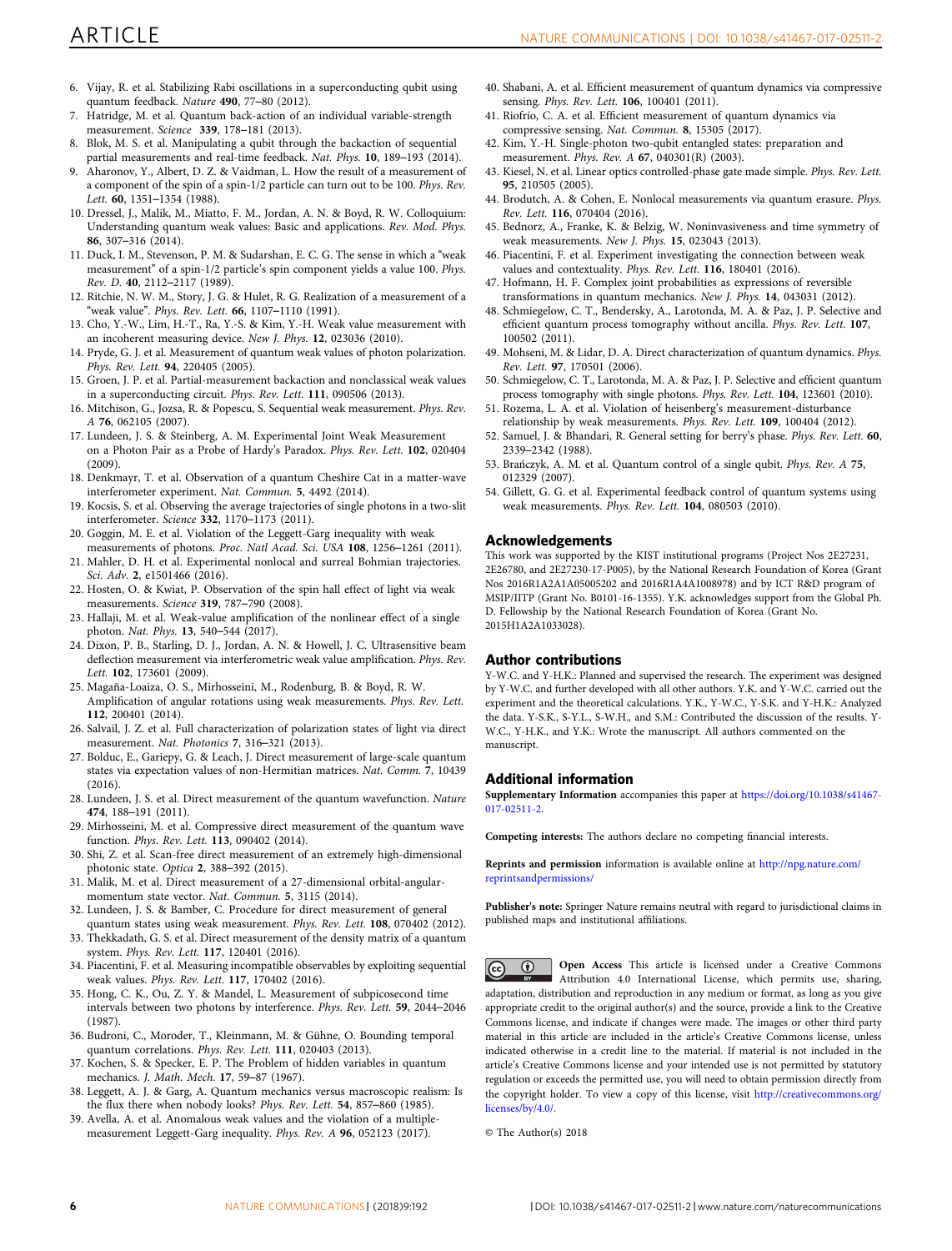6. Vijay, R. et al. Stabilizing Rabi oscillations in a superconducting qubit using quantum feedback. *Nature* **490**, 77–80 (2012).
7. Hatridge, M. et al. Quantum back-action of an individual variable-strength measurement. *Science* **339**, 178–181 (2013).
8. Blok, M. S. et al. Manipulating a qubit through the backaction of sequential partial measurements and real-time feedback. *Nat. Phys.* **10**, 189–193 (2014).
9. Aharonov, Y., Albert, D. Z. & Vaidman, L. How the result of a measurement of a component of the spin of a spin-1/2 particle can turn out to be 100. *Phys. Rev. Lett.* **60**, 1351–1354 (1988).
10. Dressel, J., Malik, M., Miatto, F. M., Jordan, A. N. & Boyd, R. W. Colloquium: Understanding quantum weak values: Basic and applications. *Rev. Mod. Phys.* **86**, 307–316 (2014).
11. Duck, I. M., Stevenson, P. M. & Sudarshan, E. C. G. The sense in which a "weak measurement" of a spin-1/2 particle's spin component yields a value 100. *Phys. Rev. D.* **40**, 2112–2117 (1989).
12. Ritchie, N. W. M., Story, J. G. & Hulet, R. G. Realization of a measurement of a "weak value". *Phys. Rev. Lett.* **66**, 1107–1110 (1991).
13. Cho, Y.-W., Lim, H.-T., Ra, Y.-S. & Kim, Y.-H. Weak value measurement with an incoherent measuring device. *New J. Phys.* **12**, 023036 (2010).
14. Pryde, G. J. et al. Measurement of quantum weak values of photon polarization. *Phys. Rev. Lett.* **94**, 220405 (2005).
15. Groen, J. P. et al. Partial-measurement backaction and nonclassical weak values in a superconducting circuit. *Phys. Rev. Lett.* **111**, 090506 (2013).
16. Mitchison, G., Jozsa, R. & Popescu, S. Sequential weak measurement. *Phys. Rev. A* **76**, 062105 (2007).
17. Lundeen, J. S. & Steinberg, A. M. Experimental Joint Weak Measurement on a Photon Pair as a Probe of Hardy's Paradox. *Phys. Rev. Lett.* **102**, 020404 (2009).
18. Denkmayr, T. et al. Observation of a quantum Cheshire Cat in a matter-wave interferometer experiment. *Nat. Commun.* **5**, 4492 (2014).
19. Kocsis, S. et al. Observing the average trajectories of single photons in a two-slit interferometer. *Science* **332**, 1170–1173 (2011).
20. Goggin, M. E. et al. Violation of the Leggett-Garg inequality with weak measurements of photons. *Proc. Natl Acad. Sci. USA* **108**, 1256–1261 (2011).
21. Mahler, D. H. et al. Experimental nonlocal and surreal Bohmian trajectories. *Sci. Adv.* **2**, e1501466 (2016).
22. Hosten, O. & Kwiat, P. Observation of the spin hall effect of light via weak measurements. *Science* **319**, 787–790 (2008).
23. Hallaji, M. et al. Weak-value amplification of the nonlinear effect of a single photon. *Nat. Phys.* **13**, 540–544 (2017).
24. Dixon, P. B., Starling, D. J., Jordan, A. N. & Howell, J. C. Ultrasensitive beam deflection measurement via interferometric weak value amplification. *Phys. Rev. Lett.* **102**, 173601 (2009).
25. Magaña-Loaiza, O. S., Mirhosseini, M., Rodenburg, B. & Boyd, R. W. Amplification of angular rotations using weak measurements. *Phys. Rev. Lett.* **112**, 200401 (2014).
26. Salvail, J. Z. et al. Full characterization of polarization states of light via direct measurement. *Nat. Photonics* **7**, 316–321 (2013).
27. Bolduc, E., Gariepy, G. & Leach, J. Direct measurement of large-scale quantum states via expectation values of non-Hermitian matrices. *Nat. Comm.* **7**, 10439 (2016).
28. Lundeen, J. S. et al. Direct measurement of the quantum wavefunction. *Nature* **474**, 188–191 (2011).
29. Mirhosseini, M. et al. Compressive direct measurement of the quantum wave function. *Phys. Rev. Lett.* **113**, 090402 (2014).
30. Shi, Z. et al. Scan-free direct measurement of an extremely high-dimensional photonic state. *Optica* **2**, 388–392 (2015).
31. Malik, M. et al. Direct measurement of a 27-dimensional orbital-angular-momentum state vector. *Nat. Commun.* **5**, 3115 (2014).
32. Lundeen, J. S. & Bamber, C. Procedure for direct measurement of general quantum states using weak measurement. *Phys. Rev. Lett.* **108**, 070402 (2012).
33. Thekkadath, G. S. et al. Direct measurement of the density matrix of a quantum system. *Phys. Rev. Lett.* **117**, 120401 (2016).
34. Piacentini, F. et al. Measuring incompatible observables by exploiting sequential weak values. *Phys. Rev. Lett.* **117**, 170402 (2016).
35. Hong, C. K., Ou, Z. Y. & Mandel, L. Measurement of subpicosecond time intervals between two photons by interference. *Phys. Rev. Lett.* **59**, 2044–2046 (1987).
36. Budroni, C., Moroder, T., Kleinmann, M. & Gühne, O. Bounding temporal quantum correlations. *Phys. Rev. Lett.* **111**, 020403 (2013).
37. Kochen, S. & Specker, E. P. The Problem of hidden variables in quantum mechanics. *J. Math. Mech.* **17**, 59–87 (1967).
38. Leggett, A. J. & Garg, A. Quantum mechanics versus macroscopic realism: Is the flux there when nobody looks? *Phys. Rev. Lett.* **54**, 857–860 (1985).
39. Avella, A. et al. Anomalous weak values and the violation of a multiple-measurement Leggett-Garg inequality. *Phys. Rev. A* **96**, 052123 (2017).
40. Shabani, A. et al. Efficient measurement of quantum dynamics via compressive sensing. *Phys. Rev. Lett.* **106**, 100401 (2011).
41. Riofrío, C. A. et al. Efficient measurement of quantum dynamics via compressive sensing. *Nat. Commun.* **8**, 15305 (2017).
42. Kim, Y.-H. Single-photon two-qubit entangled states: preparation and measurement. *Phys. Rev. A* **67**, 040301(R) (2003).
43. Kiesel, N. et al. Linear optics controlled-phase gate made simple. *Phys. Rev. Lett.* **95**, 210505 (2005).
44. Brodutch, A. & Cohen, E. Nonlocal measurements via quantum erasure. *Phys. Rev. Lett.* **116**, 070404 (2016).
45. Bednorz, A., Franke, K. & Belzig, W. Noninvasiveness and time symmetry of weak measurements. *New J. Phys.* **15**, 023043 (2013).
46. Piacentini, F. et al. Experiment investigating the connection between weak values and contextuality. *Phys. Rev. Lett.* **116**, 180401 (2016).
47. Hofmann, H. F. Complex joint probabilities as expressions of reversible transformations in quantum mechanics. *New J. Phys.* **14**, 043031 (2012).
48. Schmiegelow, C. T., Bendersky, A., Larotonda, M. A. & Paz, J. P. Selective and efficient quantum process tomography without ancilla. *Phys. Rev. Lett.* **107**, 100502 (2011).
49. Mohseni, M. & Lidar, D. A. Direct characterization of quantum dynamics. *Phys. Rev. Lett.* **97**, 170501 (2006).
50. Schmiegelow, C. T., Larotonda, M. A. & Paz, J. P. Selective and efficient quantum process tomography with single photons. *Phys. Rev. Lett.* **104**, 123601 (2010).
51. Rozema, L. A. et al. Violation of heisenberg's measurement-disturbance relationship by weak measurements. *Phys. Rev. Lett.* **109**, 100404 (2012).
52. Samuel, J. & Bhandari, R. General setting for berry's phase. *Phys. Rev. Lett.* **60**, 2339–2342 (1988).
53. Brańczyk, A. M. et al. Quantum control of a single qubit. *Phys. Rev. A* **75**, 012329 (2007).
54. Gillett, G. G. et al. Experimental feedback control of quantum systems using weak measurements. *Phys. Rev. Lett.* **104**, 080503 (2010).

## Acknowledgements

This work was supported by the KIST institutional programs (Project Nos 2E27231, 2E26780, and 2E27230-17-P005), by the National Research Foundation of Korea (Grant Nos 2016R1A2A1A05005202 and 2016R1A4A1008978) and by ICT R&D program of MSIP/IITP (Grant No. B0101-16-1355). Y.K. acknowledges support from the Global Ph. D. Fellowship by the National Research Foundation of Korea (Grant No. 2015H1A2A1033028).

## Author contributions

Y-W.C. and Y-H.K.: Planned and supervised the research. The experiment was designed by Y-W.C. and further developed with all other authors. Y.K. and Y-W.C. carried out the experiment and the theoretical calculations. Y.K., Y-W.C., Y-S.K. and Y-H.K.: Analyzed the data. Y-S.K., S-Y.L., S-W.H., and S.M.: Contributed the discussion of the results. Y-W.C., Y-H.K., and Y.K.: Wrote the manuscript. All authors commented on the manuscript.

## Additional information

**Supplementary Information** accompanies this paper at https://doi.org/10.1038/s41467-017-02511-2.

**Competing interests:** The authors declare no competing financial interests.

**Reprints and permission** information is available online at http://npg.nature.com/reprintsandpermissions/

**Publisher's note:** Springer Nature remains neutral with regard to jurisdictional claims in published maps and institutional affiliations.

**Open Access** This article is licensed under a Creative Commons Attribution 4.0 International License, which permits use, sharing, adaptation, distribution and reproduction in any medium or format, as long as you give appropriate credit to the original author(s) and the source, provide a link to the Creative Commons license, and indicate if changes were made. The images or other third party material in this article are included in the article's Creative Commons license, unless indicated otherwise in a credit line to the material. If material is not included in the article's Creative Commons license and your intended use is not permitted by statutory regulation or exceeds the permitted use, you will need to obtain permission directly from the copyright holder. To view a copy of this license, visit http://creativecommons.org/licenses/by/4.0/.

© The Author(s) 2018